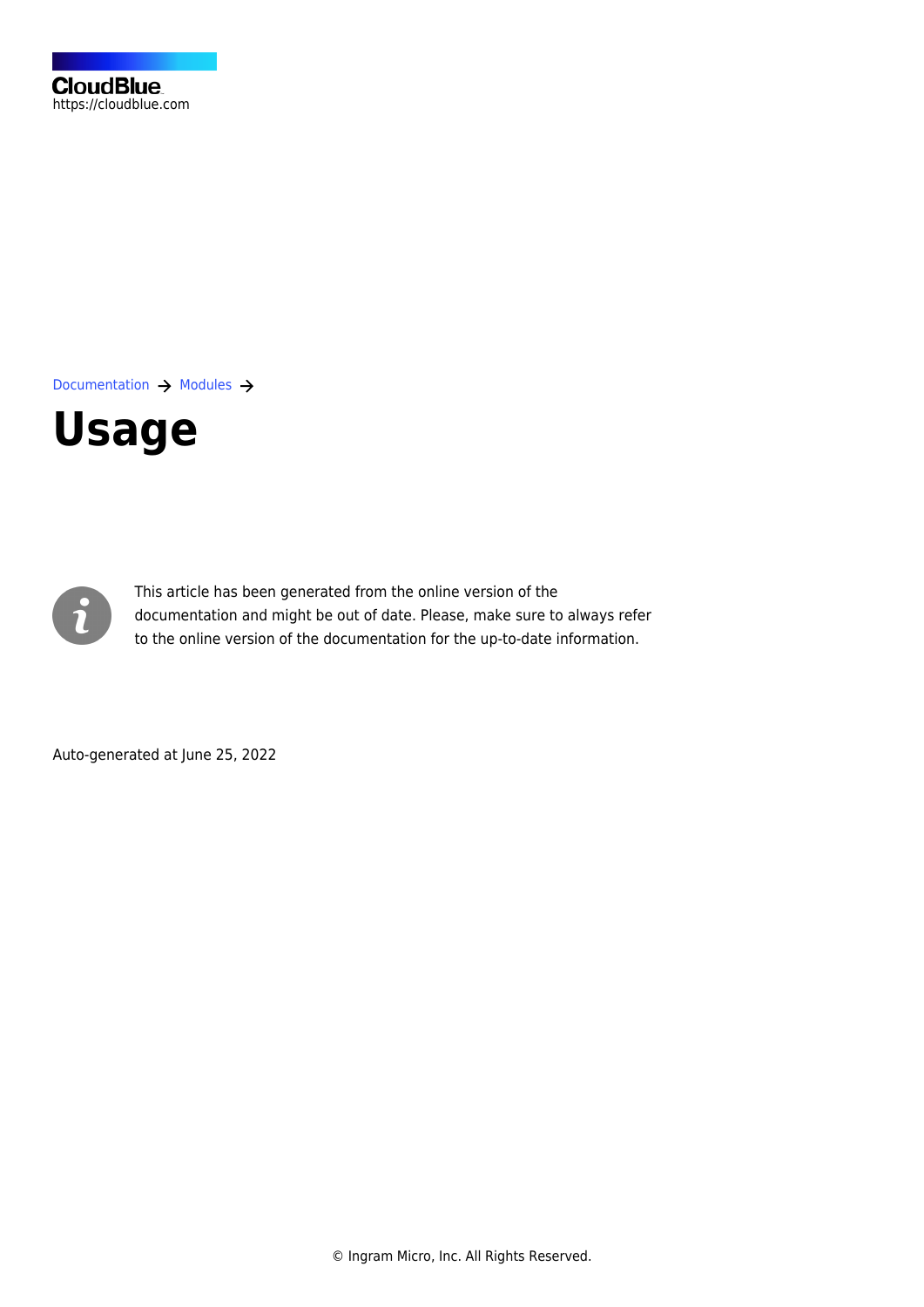CloudBlue
https://cloudblue.com

Documentation → Modules →

# Usage

This article has been generated from the online version of the documentation and might be out of date. Please, make sure to always refer to the online version of the documentation for the up-to-date information.

Auto-generated at June 25, 2022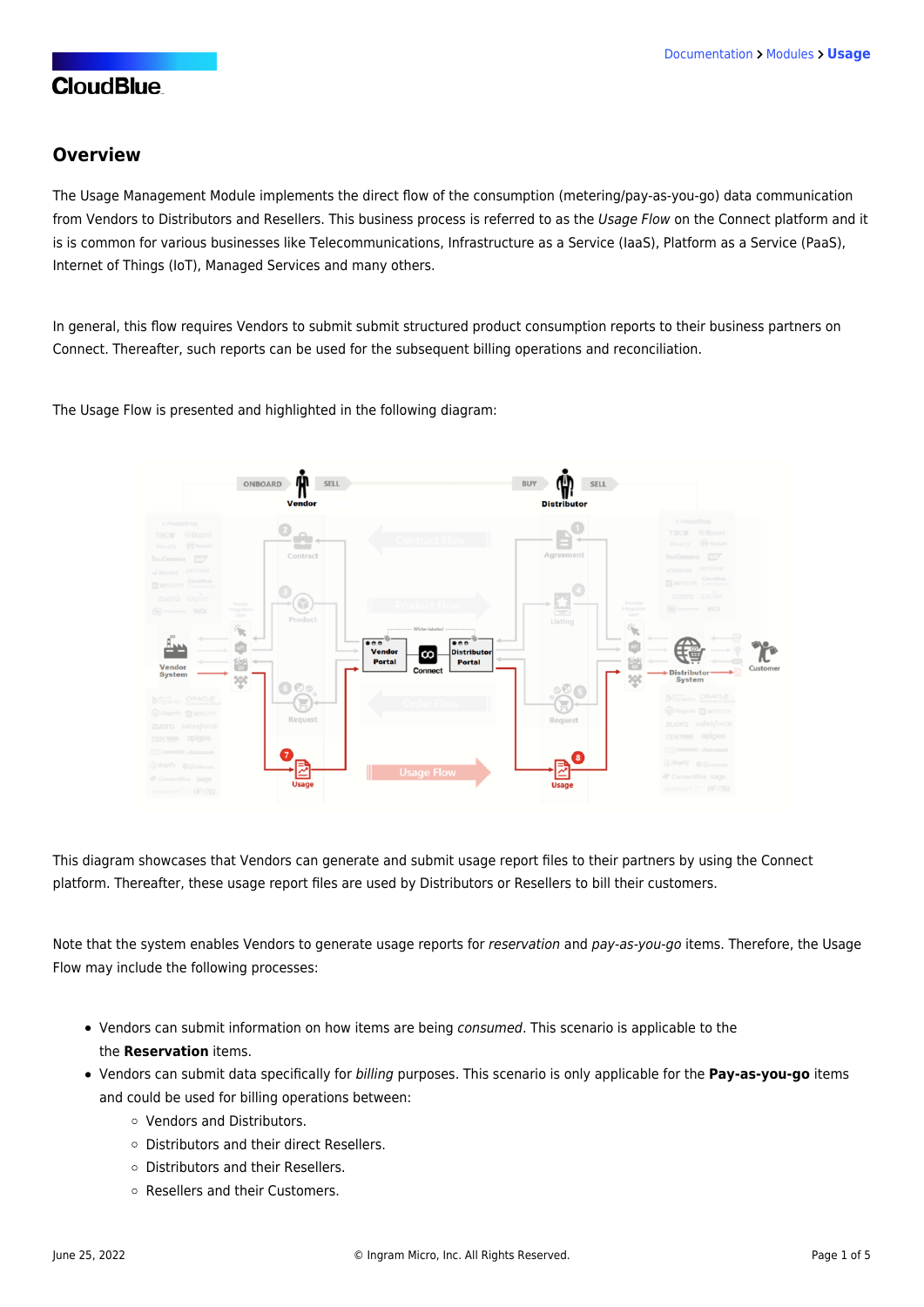## Overview

The Usage Management Module implements the direct flow of the consumption (metering/pay-as-you-go) data communication from Vendors to Distributors and Resellers. This business process is referred to as the *Usage Flow* on the Connect platform and it is is common for various businesses like Telecommunications, Infrastructure as a Service (IaaS), Platform as a Service (PaaS), Internet of Things (IoT), Managed Services and many others.

In general, this flow requires Vendors to submit submit structured product consumption reports to their business partners on Connect. Thereafter, such reports can be used for the subsequent billing operations and reconciliation.

The Usage Flow is presented and highlighted in the following diagram:

This diagram showcases that Vendors can generate and submit usage report files to their partners by using the Connect platform. Thereafter, these usage report files are used by Distributors or Resellers to bill their customers.

Note that the system enables Vendors to generate usage reports for *reservation* and *pay-as-you-go* items. Therefore, the Usage Flow may include the following processes:

- Vendors can submit information on how items are being *consumed*. This scenario is applicable to the the **Reservation** items.
- Vendors can submit data specifically for *billing* purposes. This scenario is only applicable for the **Pay-as-you-go** items and could be used for billing operations between:
  - Vendors and Distributors.
  - Distributors and their direct Resellers.
  - Distributors and their Resellers.
  - Resellers and their Customers.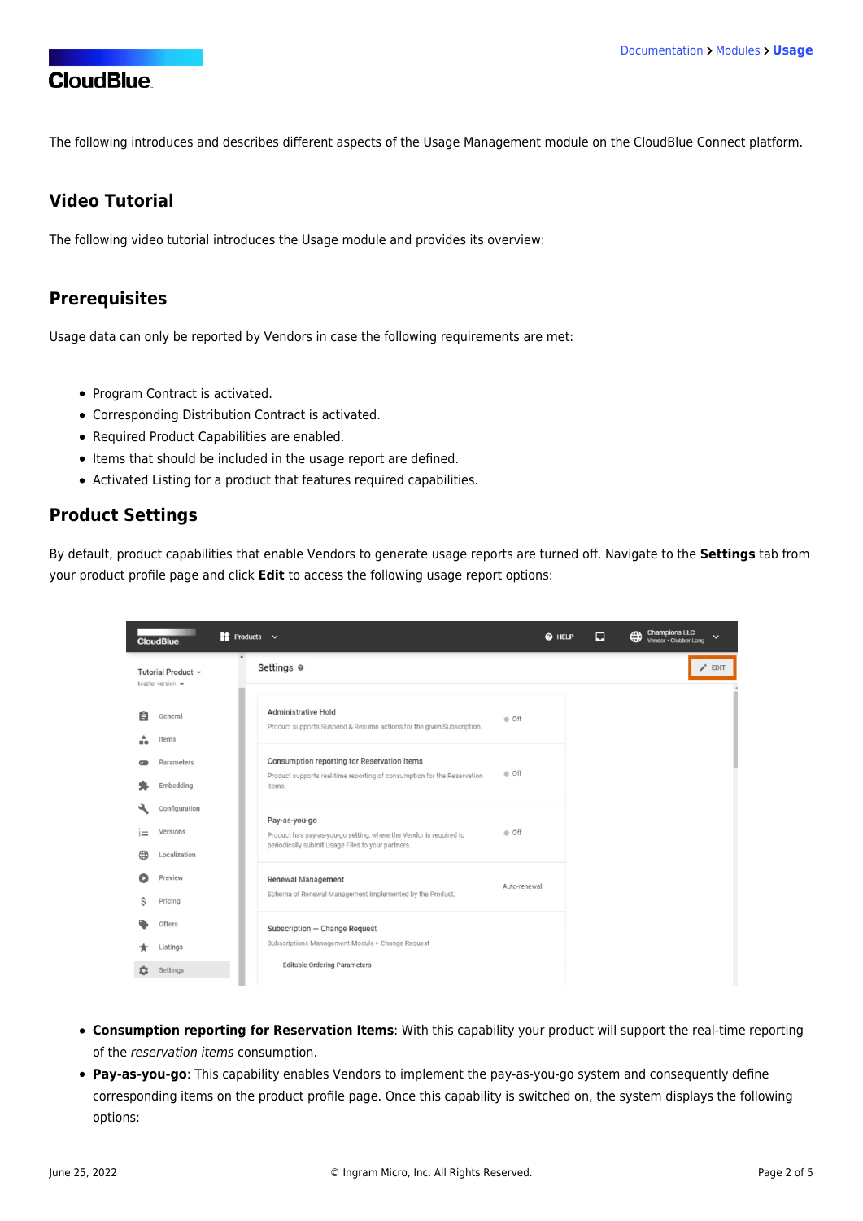The following introduces and describes different aspects of the Usage Management module on the CloudBlue Connect platform.

## Video Tutorial

The following video tutorial introduces the Usage module and provides its overview:

## Prerequisites

Usage data can only be reported by Vendors in case the following requirements are met:

- Program Contract is activated.
- Corresponding Distribution Contract is activated.
- Required Product Capabilities are enabled.
- Items that should be included in the usage report are defined.
- Activated Listing for a product that features required capabilities.

## Product Settings

By default, product capabilities that enable Vendors to generate usage reports are turned off. Navigate to the **Settings** tab from your product profile page and click **Edit** to access the following usage report options:

- **Consumption reporting for Reservation Items**: With this capability your product will support the real-time reporting of the *reservation items* consumption.
- **Pay-as-you-go**: This capability enables Vendors to implement the pay-as-you-go system and consequently define corresponding items on the product profile page. Once this capability is switched on, the system displays the following options: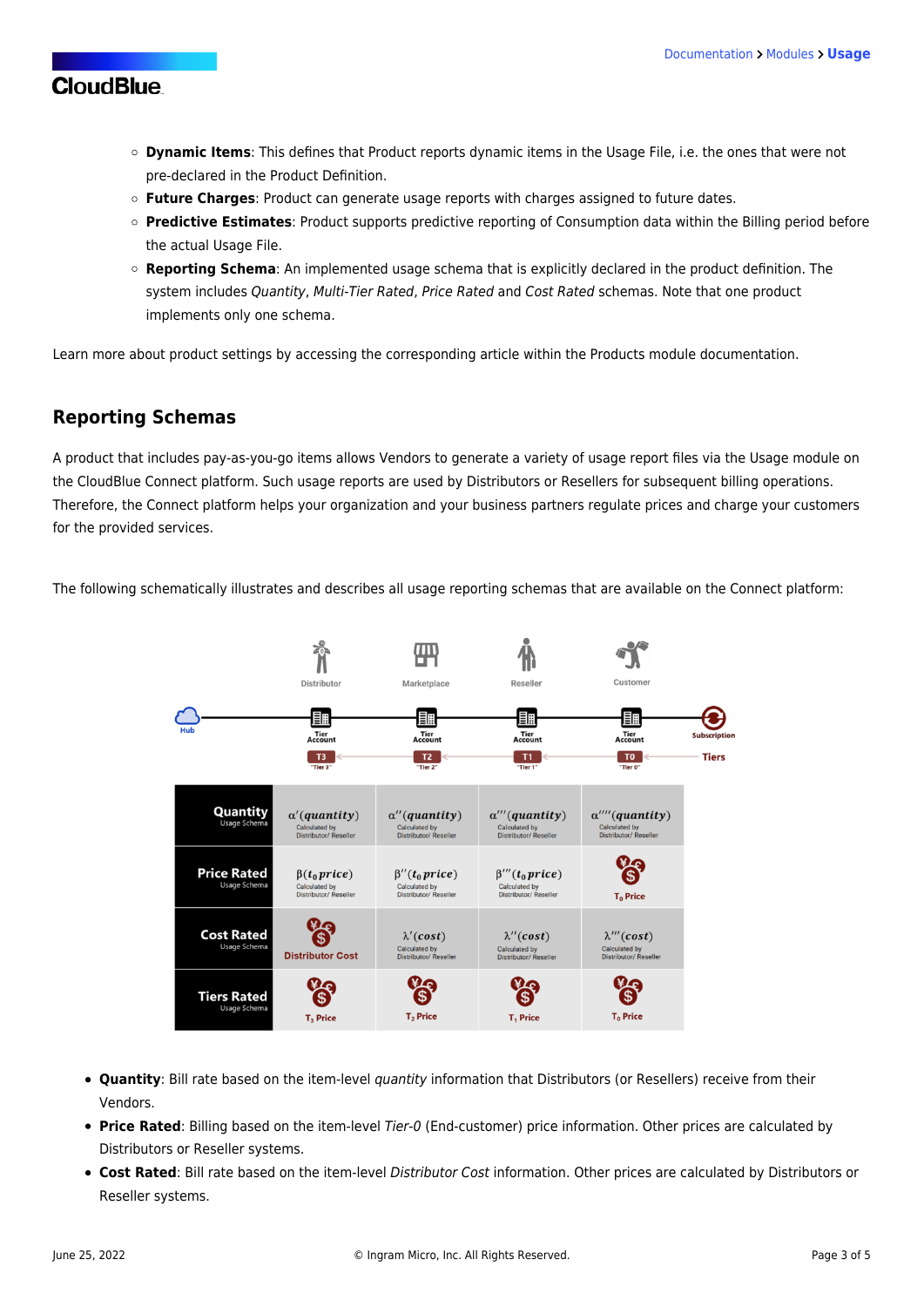- **Dynamic Items**: This defines that Product reports dynamic items in the Usage File, i.e. the ones that were not pre-declared in the Product Definition.
- **Future Charges**: Product can generate usage reports with charges assigned to future dates.
- **Predictive Estimates**: Product supports predictive reporting of Consumption data within the Billing period before the actual Usage File.
- **Reporting Schema**: An implemented usage schema that is explicitly declared in the product definition. The system includes *Quantity*, *Multi-Tier Rated*, *Price Rated* and *Cost Rated* schemas. Note that one product implements only one schema.

Learn more about product settings by accessing the corresponding article within the Products module documentation.

## Reporting Schemas

A product that includes pay-as-you-go items allows Vendors to generate a variety of usage report files via the Usage module on the CloudBlue Connect platform. Such usage reports are used by Distributors or Resellers for subsequent billing operations. Therefore, the Connect platform helps your organization and your business partners regulate prices and charge your customers for the provided services.

The following schematically illustrates and describes all usage reporting schemas that are available on the Connect platform:

| | Distributor – Tier Account – T3 "Tier 3" | Marketplace – Tier Account – T2 "Tier 2" | Reseller – Tier Account – T1 "Tier 1" | Customer – Tier Account – T0 "Tier 0" |
|---|---|---|---|---|
| **Quantity** Usage Schema | $\alpha'(quantity)$ Calculated by Distributor/ Reseller | $\alpha''(quantity)$ Calculated by Distributor/ Reseller | $\alpha'''(quantity)$ Calculated by Distributor/ Reseller | $\alpha''''(quantity)$ Calculated by Distributor/ Reseller |
| **Price Rated** Usage Schema | $\beta(t_0 price)$ Calculated by Distributor/ Reseller | $\beta''(t_0 price)$ Calculated by Distributor/ Reseller | $\beta'''(t_0 price)$ Calculated by Distributor/ Reseller | $T_0$ Price |
| **Cost Rated** Usage Schema | Distributor Cost | $\lambda'(cost)$ Calculated by Distributor/ Reseller | $\lambda''(cost)$ Calculated by Distributor/ Reseller | $\lambda'''(cost)$ Calculated by Distributor/ Reseller |
| **Tiers Rated** Usage Schema | $T_3$ Price | $T_2$ Price | $T_1$ Price | $T_0$ Price |

- **Quantity**: Bill rate based on the item-level *quantity* information that Distributors (or Resellers) receive from their Vendors.
- **Price Rated**: Billing based on the item-level *Tier-0* (End-customer) price information. Other prices are calculated by Distributors or Reseller systems.
- **Cost Rated**: Bill rate based on the item-level *Distributor Cost* information. Other prices are calculated by Distributors or Reseller systems.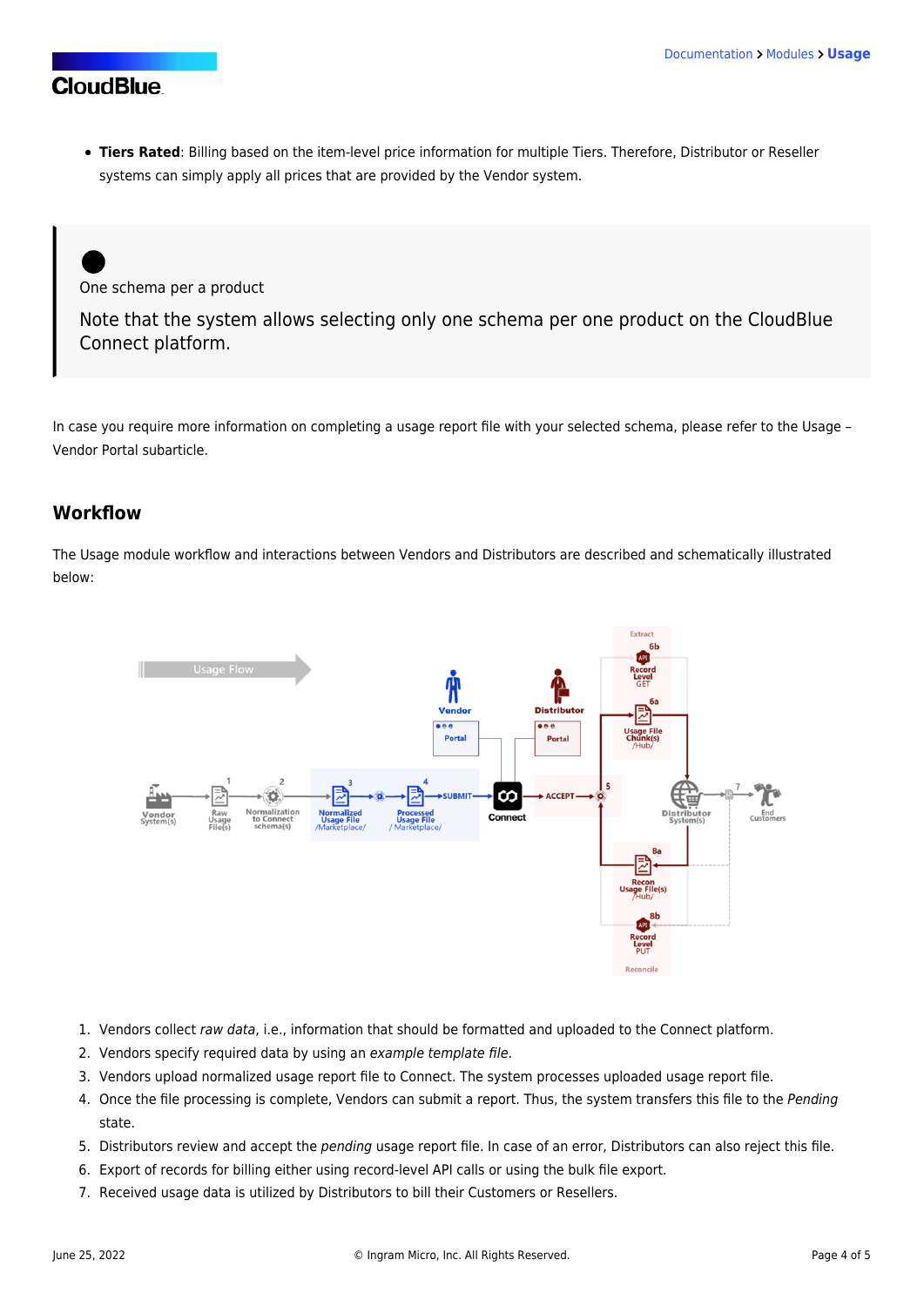- **Tiers Rated**: Billing based on the item-level price information for multiple Tiers. Therefore, Distributor or Reseller systems can simply apply all prices that are provided by the Vendor system.

> One schema per a product
>
> Note that the system allows selecting only one schema per one product on the CloudBlue Connect platform.

In case you require more information on completing a usage report file with your selected schema, please refer to the Usage – Vendor Portal subarticle.

## Workflow

The Usage module workflow and interactions between Vendors and Distributors are described and schematically illustrated below:

1. Vendors collect *raw data*, i.e., information that should be formatted and uploaded to the Connect platform.
2. Vendors specify required data by using an *example template file*.
3. Vendors upload normalized usage report file to Connect. The system processes uploaded usage report file.
4. Once the file processing is complete, Vendors can submit a report. Thus, the system transfers this file to the *Pending* state.
5. Distributors review and accept the *pending* usage report file. In case of an error, Distributors can also reject this file.
6. Export of records for billing either using record-level API calls or using the bulk file export.
7. Received usage data is utilized by Distributors to bill their Customers or Resellers.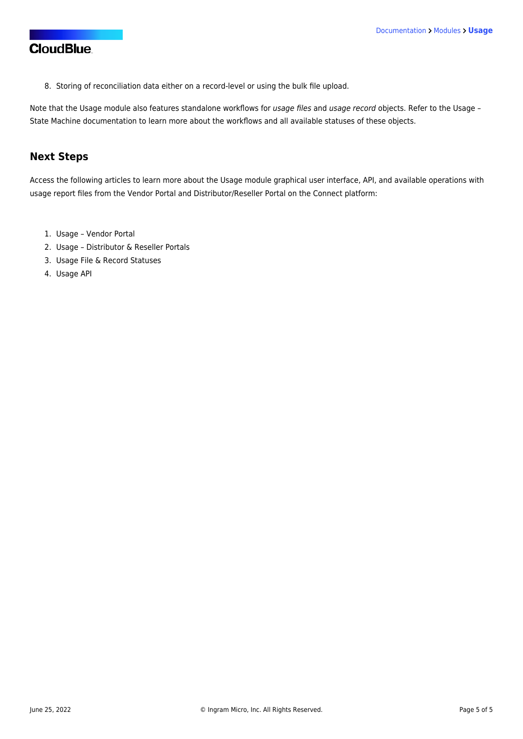8. Storing of reconciliation data either on a record-level or using the bulk file upload.

Note that the Usage module also features standalone workflows for *usage files* and *usage record* objects. Refer to the Usage – State Machine documentation to learn more about the workflows and all available statuses of these objects.

## Next Steps

Access the following articles to learn more about the Usage module graphical user interface, API, and available operations with usage report files from the Vendor Portal and Distributor/Reseller Portal on the Connect platform:

1. Usage – Vendor Portal
2. Usage – Distributor & Reseller Portals
3. Usage File & Record Statuses
4. Usage API